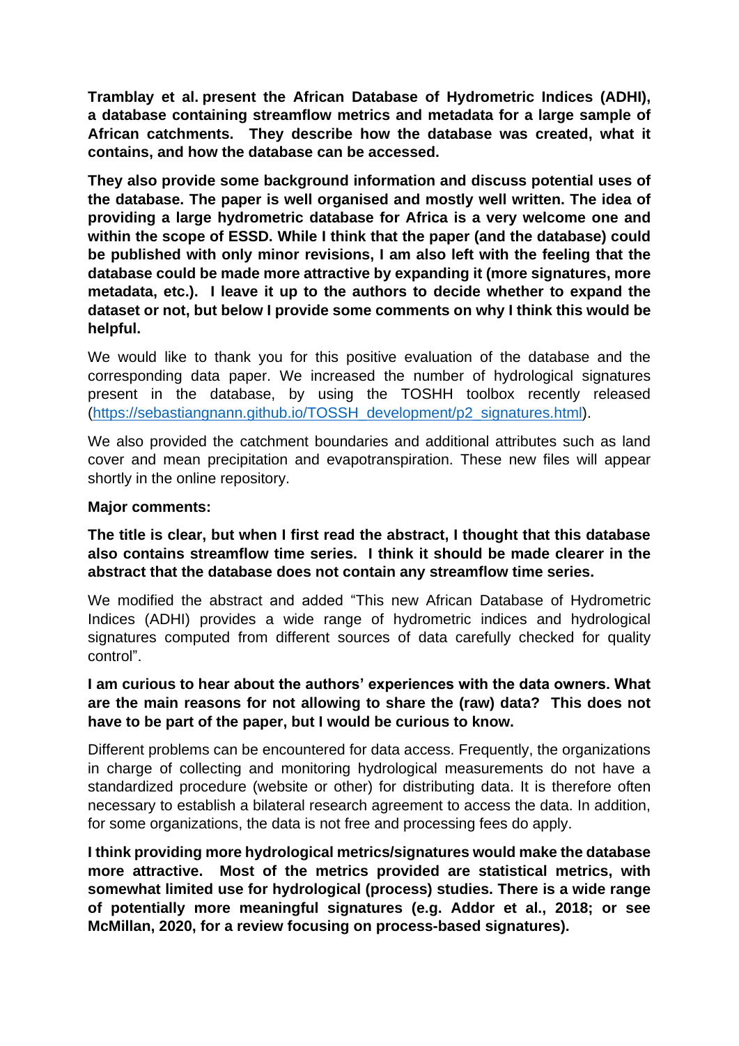**Tramblay et al. present the African Database of Hydrometric Indices (ADHI), a database containing streamflow metrics and metadata for a large sample of African catchments. They describe how the database was created, what it contains, and how the database can be accessed.**

**They also provide some background information and discuss potential uses of the database. The paper is well organised and mostly well written. The idea of providing a large hydrometric database for Africa is a very welcome one and within the scope of ESSD. While I think that the paper (and the database) could be published with only minor revisions, I am also left with the feeling that the database could be made more attractive by expanding it (more signatures, more metadata, etc.). I leave it up to the authors to decide whether to expand the dataset or not, but below I provide some comments on why I think this would be helpful.**

We would like to thank you for this positive evaluation of the database and the corresponding data paper. We increased the number of hydrological signatures present in the database, by using the TOSHH toolbox recently released (https://sebastiangnann.github.io/TOSSH_development/p2_signatures.html).

We also provided the catchment boundaries and additional attributes such as land cover and mean precipitation and evapotranspiration. These new files will appear shortly in the online repository.

**Major comments:**

**The title is clear, but when I first read the abstract, I thought that this database also contains streamflow time series. I think it should be made clearer in the abstract that the database does not contain any streamflow time series.**

We modified the abstract and added "This new African Database of Hydrometric Indices (ADHI) provides a wide range of hydrometric indices and hydrological signatures computed from different sources of data carefully checked for quality control".

**I am curious to hear about the authors' experiences with the data owners. What are the main reasons for not allowing to share the (raw) data? This does not have to be part of the paper, but I would be curious to know.**

Different problems can be encountered for data access. Frequently, the organizations in charge of collecting and monitoring hydrological measurements do not have a standardized procedure (website or other) for distributing data. It is therefore often necessary to establish a bilateral research agreement to access the data. In addition, for some organizations, the data is not free and processing fees do apply.

**I think providing more hydrological metrics/signatures would make the database more attractive. Most of the metrics provided are statistical metrics, with somewhat limited use for hydrological (process) studies. There is a wide range of potentially more meaningful signatures (e.g. Addor et al., 2018; or see McMillan, 2020, for a review focusing on process-based signatures).**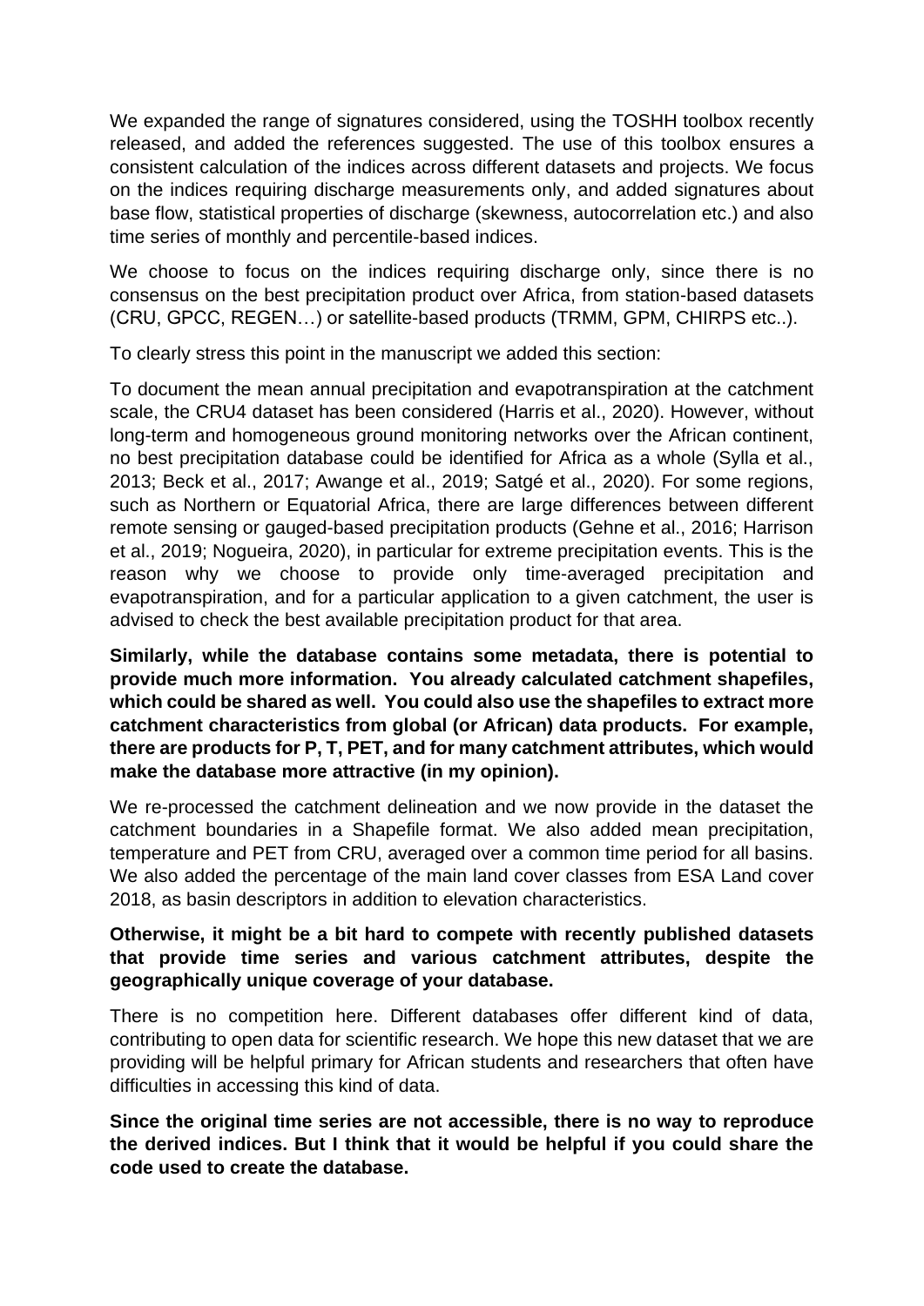We expanded the range of signatures considered, using the TOSHH toolbox recently released, and added the references suggested. The use of this toolbox ensures a consistent calculation of the indices across different datasets and projects. We focus on the indices requiring discharge measurements only, and added signatures about base flow, statistical properties of discharge (skewness, autocorrelation etc.) and also time series of monthly and percentile-based indices.

We choose to focus on the indices requiring discharge only, since there is no consensus on the best precipitation product over Africa, from station-based datasets (CRU, GPCC, REGEN…) or satellite-based products (TRMM, GPM, CHIRPS etc..).

To clearly stress this point in the manuscript we added this section:

To document the mean annual precipitation and evapotranspiration at the catchment scale, the CRU4 dataset has been considered (Harris et al., 2020). However, without long-term and homogeneous ground monitoring networks over the African continent, no best precipitation database could be identified for Africa as a whole (Sylla et al., 2013; Beck et al., 2017; Awange et al., 2019; Satgé et al., 2020). For some regions, such as Northern or Equatorial Africa, there are large differences between different remote sensing or gauged-based precipitation products (Gehne et al., 2016; Harrison et al., 2019; Nogueira, 2020), in particular for extreme precipitation events. This is the reason why we choose to provide only time-averaged precipitation and evapotranspiration, and for a particular application to a given catchment, the user is advised to check the best available precipitation product for that area.

**Similarly, while the database contains some metadata, there is potential to provide much more information. You already calculated catchment shapefiles, which could be shared as well. You could also use the shapefiles to extract more catchment characteristics from global (or African) data products. For example, there are products for P, T, PET, and for many catchment attributes, which would make the database more attractive (in my opinion).**

We re-processed the catchment delineation and we now provide in the dataset the catchment boundaries in a Shapefile format. We also added mean precipitation, temperature and PET from CRU, averaged over a common time period for all basins. We also added the percentage of the main land cover classes from ESA Land cover 2018, as basin descriptors in addition to elevation characteristics.

**Otherwise, it might be a bit hard to compete with recently published datasets that provide time series and various catchment attributes, despite the geographically unique coverage of your database.**

There is no competition here. Different databases offer different kind of data, contributing to open data for scientific research. We hope this new dataset that we are providing will be helpful primary for African students and researchers that often have difficulties in accessing this kind of data.

**Since the original time series are not accessible, there is no way to reproduce the derived indices. But I think that it would be helpful if you could share the code used to create the database.**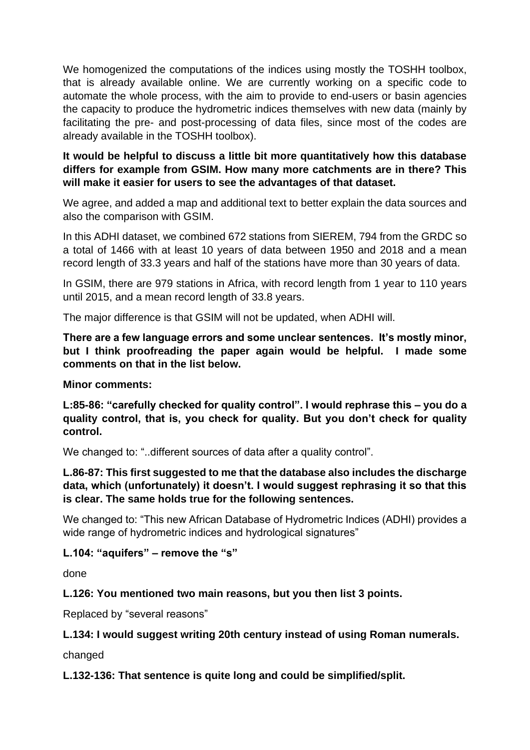We homogenized the computations of the indices using mostly the TOSHH toolbox, that is already available online. We are currently working on a specific code to automate the whole process, with the aim to provide to end-users or basin agencies the capacity to produce the hydrometric indices themselves with new data (mainly by facilitating the pre- and post-processing of data files, since most of the codes are already available in the TOSHH toolbox).

**It would be helpful to discuss a little bit more quantitatively how this database differs for example from GSIM. How many more catchments are in there? This will make it easier for users to see the advantages of that dataset.**

We agree, and added a map and additional text to better explain the data sources and also the comparison with GSIM.

In this ADHI dataset, we combined 672 stations from SIEREM, 794 from the GRDC so a total of 1466 with at least 10 years of data between 1950 and 2018 and a mean record length of 33.3 years and half of the stations have more than 30 years of data.

In GSIM, there are 979 stations in Africa, with record length from 1 year to 110 years until 2015, and a mean record length of 33.8 years.

The major difference is that GSIM will not be updated, when ADHI will.

**There are a few language errors and some unclear sentences. It's mostly minor, but I think proofreading the paper again would be helpful. I made some comments on that in the list below.**

**Minor comments:**

**L:85-86: "carefully checked for quality control". I would rephrase this – you do a quality control, that is, you check for quality. But you don't check for quality control.**

We changed to: "..different sources of data after a quality control".

**L.86-87: This first suggested to me that the database also includes the discharge data, which (unfortunately) it doesn't. I would suggest rephrasing it so that this is clear. The same holds true for the following sentences.**

We changed to: "This new African Database of Hydrometric Indices (ADHI) provides a wide range of hydrometric indices and hydrological signatures"

**L.104: "aquifers" – remove the "s"**

done

**L.126: You mentioned two main reasons, but you then list 3 points.**

Replaced by "several reasons"

**L.134: I would suggest writing 20th century instead of using Roman numerals.**

changed

**L.132-136: That sentence is quite long and could be simplified/split.**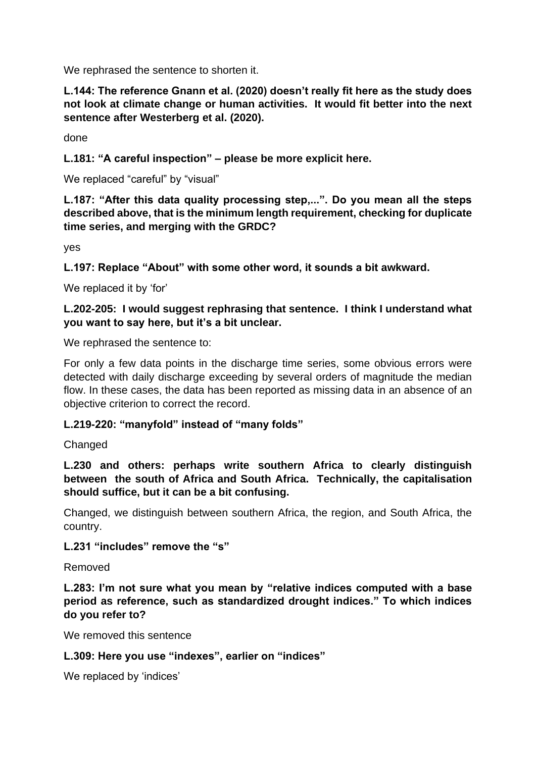We rephrased the sentence to shorten it.

**L.144: The reference Gnann et al. (2020) doesn't really fit here as the study does not look at climate change or human activities. It would fit better into the next sentence after Westerberg et al. (2020).**

done

**L.181: "A careful inspection" – please be more explicit here.**

We replaced "careful" by "visual"

**L.187: "After this data quality processing step,...". Do you mean all the steps described above, that is the minimum length requirement, checking for duplicate time series, and merging with the GRDC?**

yes

**L.197: Replace "About" with some other word, it sounds a bit awkward.**

We replaced it by 'for'

**L.202-205: I would suggest rephrasing that sentence. I think I understand what you want to say here, but it's a bit unclear.**

We rephrased the sentence to:

For only a few data points in the discharge time series, some obvious errors were detected with daily discharge exceeding by several orders of magnitude the median flow. In these cases, the data has been reported as missing data in an absence of an objective criterion to correct the record.

**L.219-220: "manyfold" instead of "many folds"**

Changed

**L.230 and others: perhaps write southern Africa to clearly distinguish between the south of Africa and South Africa. Technically, the capitalisation should suffice, but it can be a bit confusing.**

Changed, we distinguish between southern Africa, the region, and South Africa, the country.

**L.231 "includes" remove the "s"**

Removed

**L.283: I'm not sure what you mean by "relative indices computed with a base period as reference, such as standardized drought indices." To which indices do you refer to?**

We removed this sentence

**L.309: Here you use "indexes", earlier on "indices"**

We replaced by 'indices'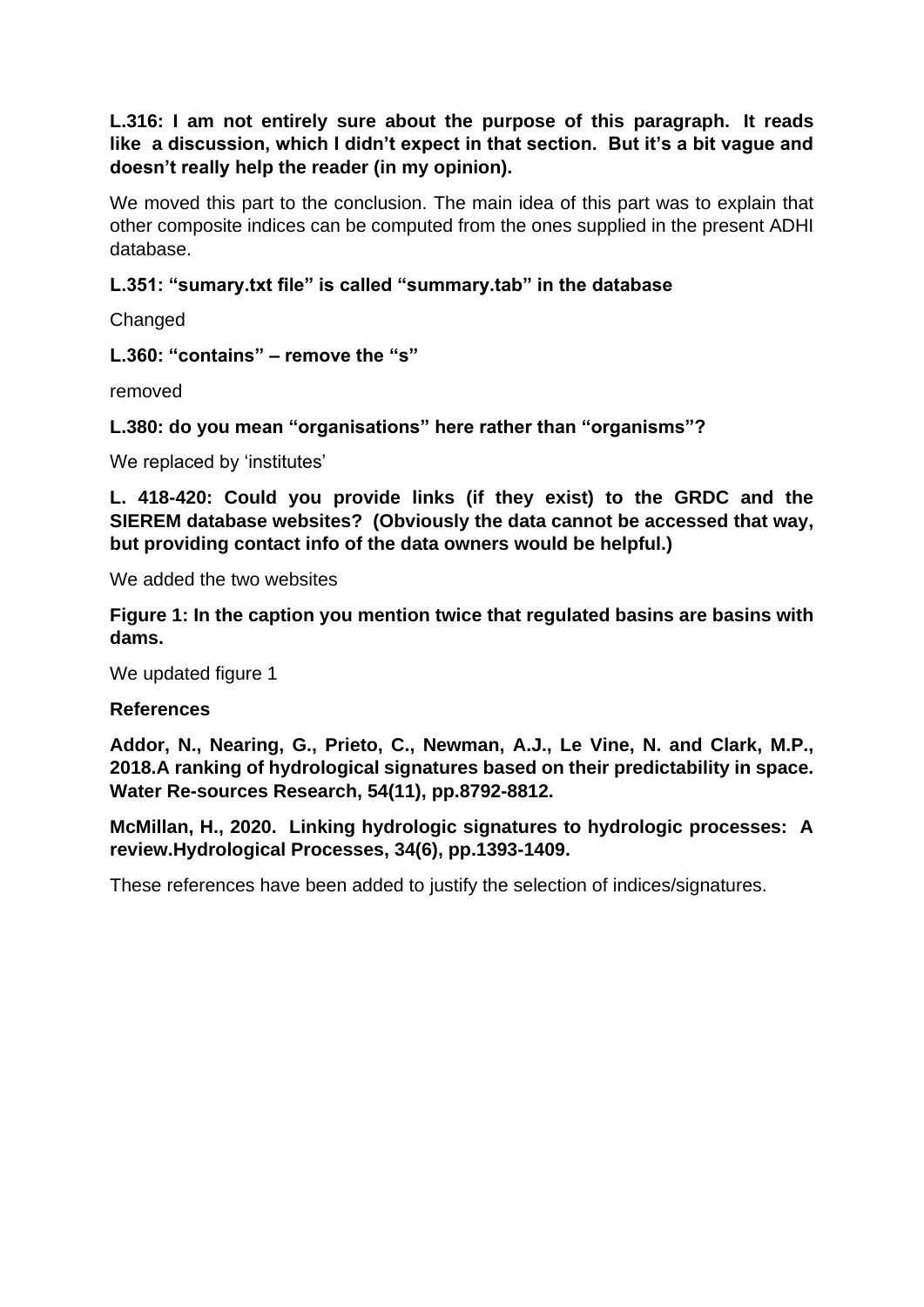**L.316: I am not entirely sure about the purpose of this paragraph. It reads like a discussion, which I didn't expect in that section. But it's a bit vague and doesn't really help the reader (in my opinion).**

We moved this part to the conclusion. The main idea of this part was to explain that other composite indices can be computed from the ones supplied in the present ADHI database.

**L.351: "sumary.txt file" is called "summary.tab" in the database**

Changed

**L.360: "contains" – remove the "s"**

removed

**L.380: do you mean "organisations" here rather than "organisms"?**

We replaced by 'institutes'

**L. 418-420: Could you provide links (if they exist) to the GRDC and the SIEREM database websites? (Obviously the data cannot be accessed that way, but providing contact info of the data owners would be helpful.)**

We added the two websites

**Figure 1: In the caption you mention twice that regulated basins are basins with dams.**

We updated figure 1

**References**

**Addor, N., Nearing, G., Prieto, C., Newman, A.J., Le Vine, N. and Clark, M.P., 2018.A ranking of hydrological signatures based on their predictability in space. Water Re-sources Research, 54(11), pp.8792-8812.**

**McMillan, H., 2020. Linking hydrologic signatures to hydrologic processes: A review.Hydrological Processes, 34(6), pp.1393-1409.**

These references have been added to justify the selection of indices/signatures.